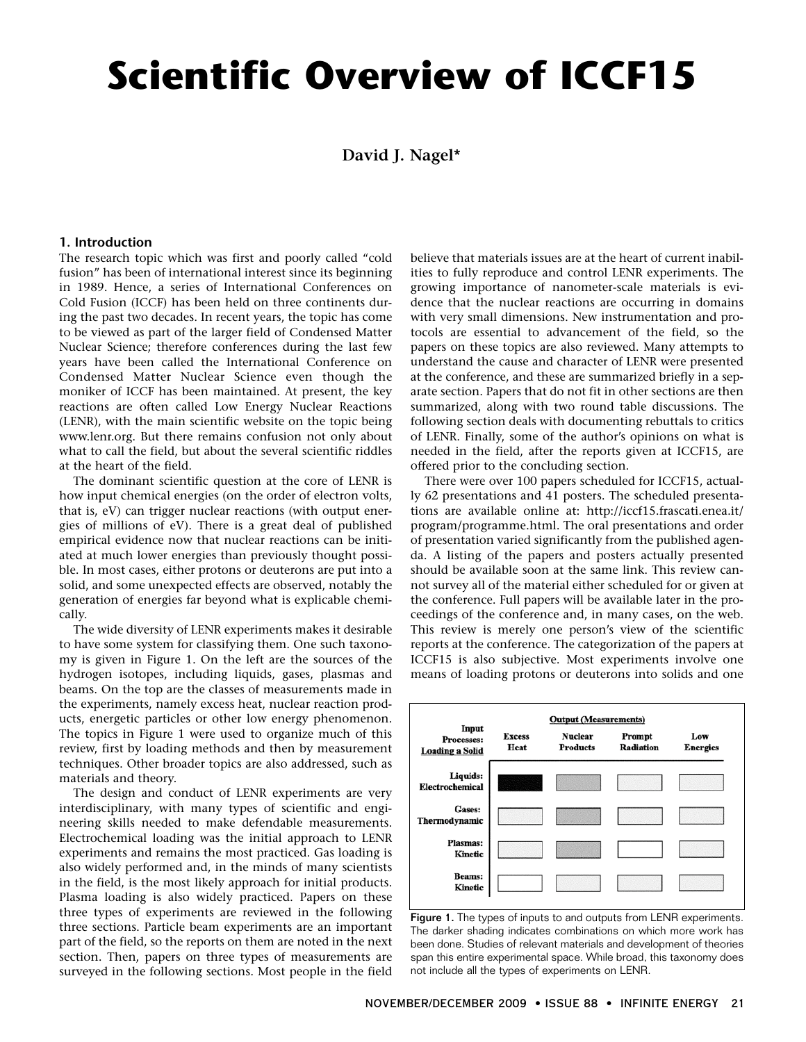# Scientific Overview of ICCF15

**David J. Nagel***

## 1. Introduction

The research topic which was first and poorly called "cold fusion" has been of international interest since its beginning in 1989. Hence, a series of International Conferences on Cold Fusion (ICCF) has been held on three continents during the past two decades. In recent years, the topic has come to be viewed as part of the larger field of Condensed Matter Nuclear Science; therefore conferences during the last few years have been called the International Conference on Condensed Matter Nuclear Science even though the moniker of ICCF has been maintained. At present, the key reactions are often called Low Energy Nuclear Reactions (LENR), with the main scientific website on the topic being www.lenr.org. But there remains confusion not only about what to call the field, but about the several scientific riddles at the heart of the field.

The dominant scientific question at the core of LENR is how input chemical energies (on the order of electron volts, that is, eV) can trigger nuclear reactions (with output energies of millions of eV). There is a great deal of published empirical evidence now that nuclear reactions can be initiated at much lower energies than previously thought possible. In most cases, either protons or deuterons are put into a solid, and some unexpected effects are observed, notably the generation of energies far beyond what is explicable chemically.

The wide diversity of LENR experiments makes it desirable to have some system for classifying them. One such taxonomy is given in Figure 1. On the left are the sources of the hydrogen isotopes, including liquids, gases, plasmas and beams. On the top are the classes of measurements made in the experiments, namely excess heat, nuclear reaction products, energetic particles or other low energy phenomenon. The topics in Figure 1 were used to organize much of this review, first by loading methods and then by measurement techniques. Other broader topics are also addressed, such as materials and theory.

The design and conduct of LENR experiments are very interdisciplinary, with many types of scientific and engineering skills needed to make defendable measurements. Electrochemical loading was the initial approach to LENR experiments and remains the most practiced. Gas loading is also widely performed and, in the minds of many scientists in the field, is the most likely approach for initial products. Plasma loading is also widely practiced. Papers on these three types of experiments are reviewed in the following three sections. Particle beam experiments are an important part of the field, so the reports on them are noted in the next section. Then, papers on three types of measurements are surveyed in the following sections. Most people in the field believe that materials issues are at the heart of current inabilities to fully reproduce and control LENR experiments. The growing importance of nanometer-scale materials is evidence that the nuclear reactions are occurring in domains with very small dimensions. New instrumentation and protocols are essential to advancement of the field, so the papers on these topics are also reviewed. Many attempts to understand the cause and character of LENR were presented at the conference, and these are summarized briefly in a separate section. Papers that do not fit in other sections are then summarized, along with two round table discussions. The following section deals with documenting rebuttals to critics of LENR. Finally, some of the author's opinions on what is needed in the field, after the reports given at ICCF15, are offered prior to the concluding section.

There were over 100 papers scheduled for ICCF15, actually 62 presentations and 41 posters. The scheduled presentations are available online at: http://iccf15.frascati.enea.it/program/programme.html. The oral presentations and order of presentation varied significantly from the published agenda. A listing of the papers and posters actually presented should be available soon at the same link. This review cannot survey all of the material either scheduled for or given at the conference. Full papers will be available later in the proceedings of the conference and, in many cases, on the web. This review is merely one person's view of the scientific reports at the conference. The categorization of the papers at ICCF15 is also subjective. Most experiments involve one means of loading protons or deuterons into solids and one

Input Processes: Loading a Solid

Output (Measurements)

Excess Heat

Nuclear Products

Prompt Radiation

Low Energies

Liquids: Electrochemical

Gases: Thermodynamic

Plasmas: Kinetic

Beams: Kinetic

Figure 1. The types of inputs to and outputs from LENR experiments. The darker shading indicates combinations on which more work has been done. Studies of relevant materials and development of theories span this entire experimental space. While broad, this taxonomy does not include all the types of experiments on LENR.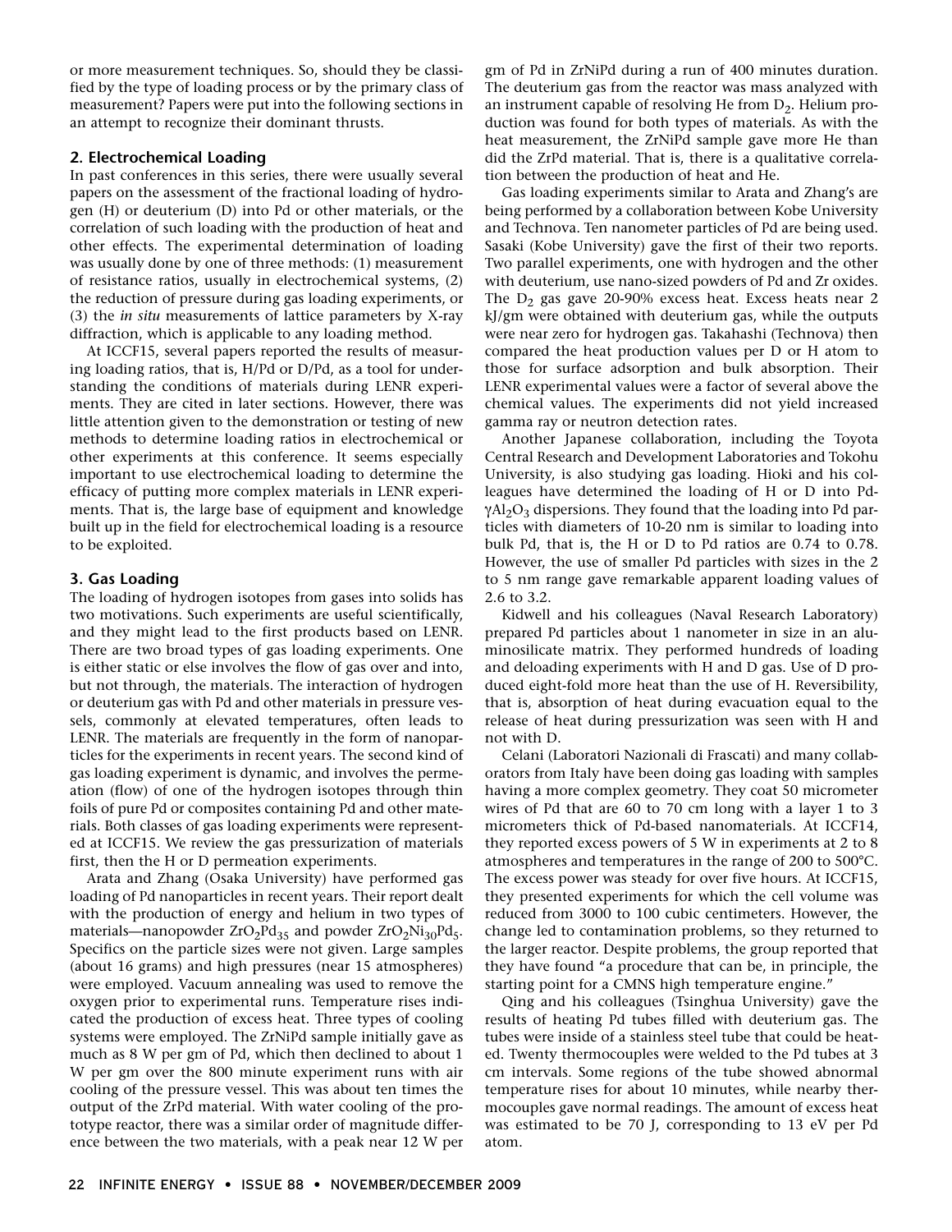or more measurement techniques. So, should they be classified by the type of loading process or by the primary class of measurement? Papers were put into the following sections in an attempt to recognize their dominant thrusts.

## 2. Electrochemical Loading

In past conferences in this series, there were usually several papers on the assessment of the fractional loading of hydrogen (H) or deuterium (D) into Pd or other materials, or the correlation of such loading with the production of heat and other effects. The experimental determination of loading was usually done by one of three methods: (1) measurement of resistance ratios, usually in electrochemical systems, (2) the reduction of pressure during gas loading experiments, or (3) the *in situ* measurements of lattice parameters by X-ray diffraction, which is applicable to any loading method.

At ICCF15, several papers reported the results of measuring loading ratios, that is, H/Pd or D/Pd, as a tool for understanding the conditions of materials during LENR experiments. They are cited in later sections. However, there was little attention given to the demonstration or testing of new methods to determine loading ratios in electrochemical or other experiments at this conference. It seems especially important to use electrochemical loading to determine the efficacy of putting more complex materials in LENR experiments. That is, the large base of equipment and knowledge built up in the field for electrochemical loading is a resource to be exploited.

## 3. Gas Loading

The loading of hydrogen isotopes from gases into solids has two motivations. Such experiments are useful scientifically, and they might lead to the first products based on LENR. There are two broad types of gas loading experiments. One is either static or else involves the flow of gas over and into, but not through, the materials. The interaction of hydrogen or deuterium gas with Pd and other materials in pressure vessels, commonly at elevated temperatures, often leads to LENR. The materials are frequently in the form of nanoparticles for the experiments in recent years. The second kind of gas loading experiment is dynamic, and involves the permeation (flow) of one of the hydrogen isotopes through thin foils of pure Pd or composites containing Pd and other materials. Both classes of gas loading experiments were represented at ICCF15. We review the gas pressurization of materials first, then the H or D permeation experiments.

Arata and Zhang (Osaka University) have performed gas loading of Pd nanoparticles in recent years. Their report dealt with the production of energy and helium in two types of materials—nanopowder $ZrO_2Pd_{35}$ and powder $ZrO_2Ni_{30}Pd_5$. Specifics on the particle sizes were not given. Large samples (about 16 grams) and high pressures (near 15 atmospheres) were employed. Vacuum annealing was used to remove the oxygen prior to experimental runs. Temperature rises indicated the production of excess heat. Three types of cooling systems were employed. The ZrNiPd sample initially gave as much as 8 W per gm of Pd, which then declined to about 1 W per gm over the 800 minute experiment runs with air cooling of the pressure vessel. This was about ten times the output of the ZrPd material. With water cooling of the prototype reactor, there was a similar order of magnitude difference between the two materials, with a peak near 12 W per gm of Pd in ZrNiPd during a run of 400 minutes duration. The deuterium gas from the reactor was mass analyzed with an instrument capable of resolving He from $D_2$. Helium production was found for both types of materials. As with the heat measurement, the ZrNiPd sample gave more He than did the ZrPd material. That is, there is a qualitative correlation between the production of heat and He.

Gas loading experiments similar to Arata and Zhang's are being performed by a collaboration between Kobe University and Technova. Ten nanometer particles of Pd are being used. Sasaki (Kobe University) gave the first of their two reports. Two parallel experiments, one with hydrogen and the other with deuterium, use nano-sized powders of Pd and Zr oxides. The $D_2$ gas gave 20-90% excess heat. Excess heats near 2 kJ/gm were obtained with deuterium gas, while the outputs were near zero for hydrogen gas. Takahashi (Technova) then compared the heat production values per D or H atom to those for surface adsorption and bulk absorption. Their LENR experimental values were a factor of several above the chemical values. The experiments did not yield increased gamma ray or neutron detection rates.

Another Japanese collaboration, including the Toyota Central Research and Development Laboratories and Tokohu University, is also studying gas loading. Hioki and his colleagues have determined the loading of H or D into Pd-$\gamma Al_2O_3$ dispersions. They found that the loading into Pd particles with diameters of 10-20 nm is similar to loading into bulk Pd, that is, the H or D to Pd ratios are 0.74 to 0.78. However, the use of smaller Pd particles with sizes in the 2 to 5 nm range gave remarkable apparent loading values of 2.6 to 3.2.

Kidwell and his colleagues (Naval Research Laboratory) prepared Pd particles about 1 nanometer in size in an aluminosilicate matrix. They performed hundreds of loading and deloading experiments with H and D gas. Use of D produced eight-fold more heat than the use of H. Reversibility, that is, absorption of heat during evacuation equal to the release of heat during pressurization was seen with H and not with D.

Celani (Laboratori Nazionali di Frascati) and many collaborators from Italy have been doing gas loading with samples having a more complex geometry. They coat 50 micrometer wires of Pd that are 60 to 70 cm long with a layer 1 to 3 micrometers thick of Pd-based nanomaterials. At ICCF14, they reported excess powers of 5 W in experiments at 2 to 8 atmospheres and temperatures in the range of 200 to 500°C. The excess power was steady for over five hours. At ICCF15, they presented experiments for which the cell volume was reduced from 3000 to 100 cubic centimeters. However, the change led to contamination problems, so they returned to the larger reactor. Despite problems, the group reported that they have found "a procedure that can be, in principle, the starting point for a CMNS high temperature engine."

Qing and his colleagues (Tsinghua University) gave the results of heating Pd tubes filled with deuterium gas. The tubes were inside of a stainless steel tube that could be heated. Twenty thermocouples were welded to the Pd tubes at 3 cm intervals. Some regions of the tube showed abnormal temperature rises for about 10 minutes, while nearby thermocouples gave normal readings. The amount of excess heat was estimated to be 70 J, corresponding to 13 eV per Pd atom.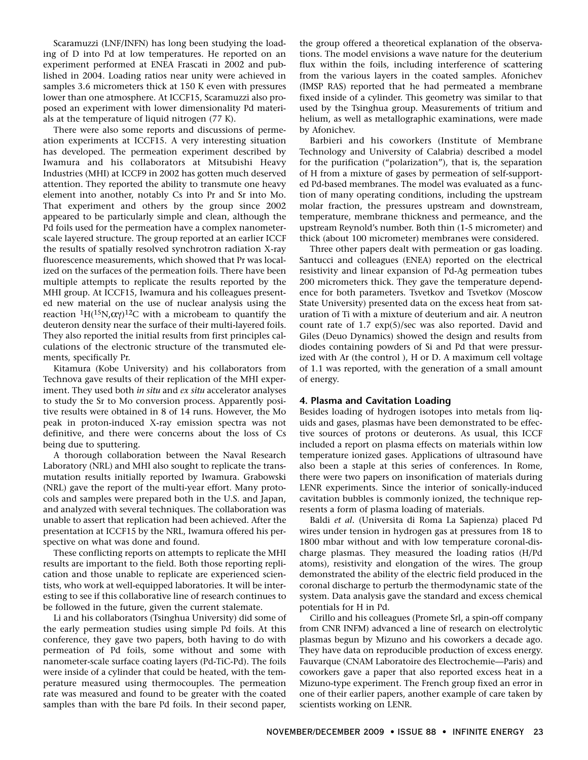Scaramuzzi (LNF/INFN) has long been studying the loading of D into Pd at low temperatures. He reported on an experiment performed at ENEA Frascati in 2002 and published in 2004. Loading ratios near unity were achieved in samples 3.6 micrometers thick at 150 K even with pressures lower than one atmosphere. At ICCF15, Scaramuzzi also proposed an experiment with lower dimensionality Pd materials at the temperature of liquid nitrogen (77 K).

There were also some reports and discussions of permeation experiments at ICCF15. A very interesting situation has developed. The permeation experiment described by Iwamura and his collaborators at Mitsubishi Heavy Industries (MHI) at ICCF9 in 2002 has gotten much deserved attention. They reported the ability to transmute one heavy element into another, notably Cs into Pr and Sr into Mo. That experiment and others by the group since 2002 appeared to be particularly simple and clean, although the Pd foils used for the permeation have a complex nanometer-scale layered structure. The group reported at an earlier ICCF the results of spatially resolved synchrotron radiation X-ray fluorescence measurements, which showed that Pr was localized on the surfaces of the permeation foils. There have been multiple attempts to replicate the results reported by the MHI group. At ICCF15, Iwamura and his colleagues presented new material on the use of nuclear analysis using the reaction $^{1}H(^{15}N,\alpha\gamma)^{12}C$ with a microbeam to quantify the deuteron density near the surface of their multi-layered foils. They also reported the initial results from first principles calculations of the electronic structure of the transmuted elements, specifically Pr.

Kitamura (Kobe University) and his collaborators from Technova gave results of their replication of the MHI experiment. They used both *in situ* and *ex situ* accelerator analyses to study the Sr to Mo conversion process. Apparently positive results were obtained in 8 of 14 runs. However, the Mo peak in proton-induced X-ray emission spectra was not definitive, and there were concerns about the loss of Cs being due to sputtering.

A thorough collaboration between the Naval Research Laboratory (NRL) and MHI also sought to replicate the transmutation results initially reported by Iwamura. Grabowski (NRL) gave the report of the multi-year effort. Many protocols and samples were prepared both in the U.S. and Japan, and analyzed with several techniques. The collaboration was unable to assert that replication had been achieved. After the presentation at ICCF15 by the NRL, Iwamura offered his perspective on what was done and found.

These conflicting reports on attempts to replicate the MHI results are important to the field. Both those reporting replication and those unable to replicate are experienced scientists, who work at well-equipped laboratories. It will be interesting to see if this collaborative line of research continues to be followed in the future, given the current stalemate.

Li and his collaborators (Tsinghua University) did some of the early permeation studies using simple Pd foils. At this conference, they gave two papers, both having to do with permeation of Pd foils, some without and some with nanometer-scale surface coating layers (Pd-TiC-Pd). The foils were inside of a cylinder that could be heated, with the temperature measured using thermocouples. The permeation rate was measured and found to be greater with the coated samples than with the bare Pd foils. In their second paper, the group offered a theoretical explanation of the observations. The model envisions a wave nature for the deuterium flux within the foils, including interference of scattering from the various layers in the coated samples. Afonichev (IMSP RAS) reported that he had permeated a membrane fixed inside of a cylinder. This geometry was similar to that used by the Tsinghua group. Measurements of tritium and helium, as well as metallographic examinations, were made by Afonichev.

Barbieri and his coworkers (Institute of Membrane Technology and University of Calabria) described a model for the purification ("polarization"), that is, the separation of H from a mixture of gases by permeation of self-supported Pd-based membranes. The model was evaluated as a function of many operating conditions, including the upstream molar fraction, the pressures upstream and downstream, temperature, membrane thickness and permeance, and the upstream Reynold's number. Both thin (1-5 micrometer) and thick (about 100 micrometer) membranes were considered.

Three other papers dealt with permeation or gas loading. Santucci and colleagues (ENEA) reported on the electrical resistivity and linear expansion of Pd-Ag permeation tubes 200 micrometers thick. They gave the temperature dependence for both parameters. Tsvetkov and Tsvetkov (Moscow State University) presented data on the excess heat from saturation of Ti with a mixture of deuterium and air. A neutron count rate of 1.7 exp(5)/sec was also reported. David and Giles (Deuo Dynamics) showed the design and results from diodes containing powders of Si and Pd that were pressurized with Ar (the control ), H or D. A maximum cell voltage of 1.1 was reported, with the generation of a small amount of energy.

## 4. Plasma and Cavitation Loading

Besides loading of hydrogen isotopes into metals from liquids and gases, plasmas have been demonstrated to be effective sources of protons or deuterons. As usual, this ICCF included a report on plasma effects on materials within low temperature ionized gases. Applications of ultrasound have also been a staple at this series of conferences. In Rome, there were two papers on insonification of materials during LENR experiments. Since the interior of sonically-induced cavitation bubbles is commonly ionized, the technique represents a form of plasma loading of materials.

Baldi *et al*. (Universita di Roma La Sapienza) placed Pd wires under tension in hydrogen gas at pressures from 18 to 1800 mbar without and with low temperature coronal-discharge plasmas. They measured the loading ratios (H/Pd atoms), resistivity and elongation of the wires. The group demonstrated the ability of the electric field produced in the coronal discharge to perturb the thermodynamic state of the system. Data analysis gave the standard and excess chemical potentials for H in Pd.

Cirillo and his colleagues (Promete Srl, a spin-off company from CNR INFM) advanced a line of research on electrolytic plasmas begun by Mizuno and his coworkers a decade ago. They have data on reproducible production of excess energy. Fauvarque (CNAM Laboratoire des Electrochemie—Paris) and coworkers gave a paper that also reported excess heat in a Mizuno-type experiment. The French group fixed an error in one of their earlier papers, another example of care taken by scientists working on LENR.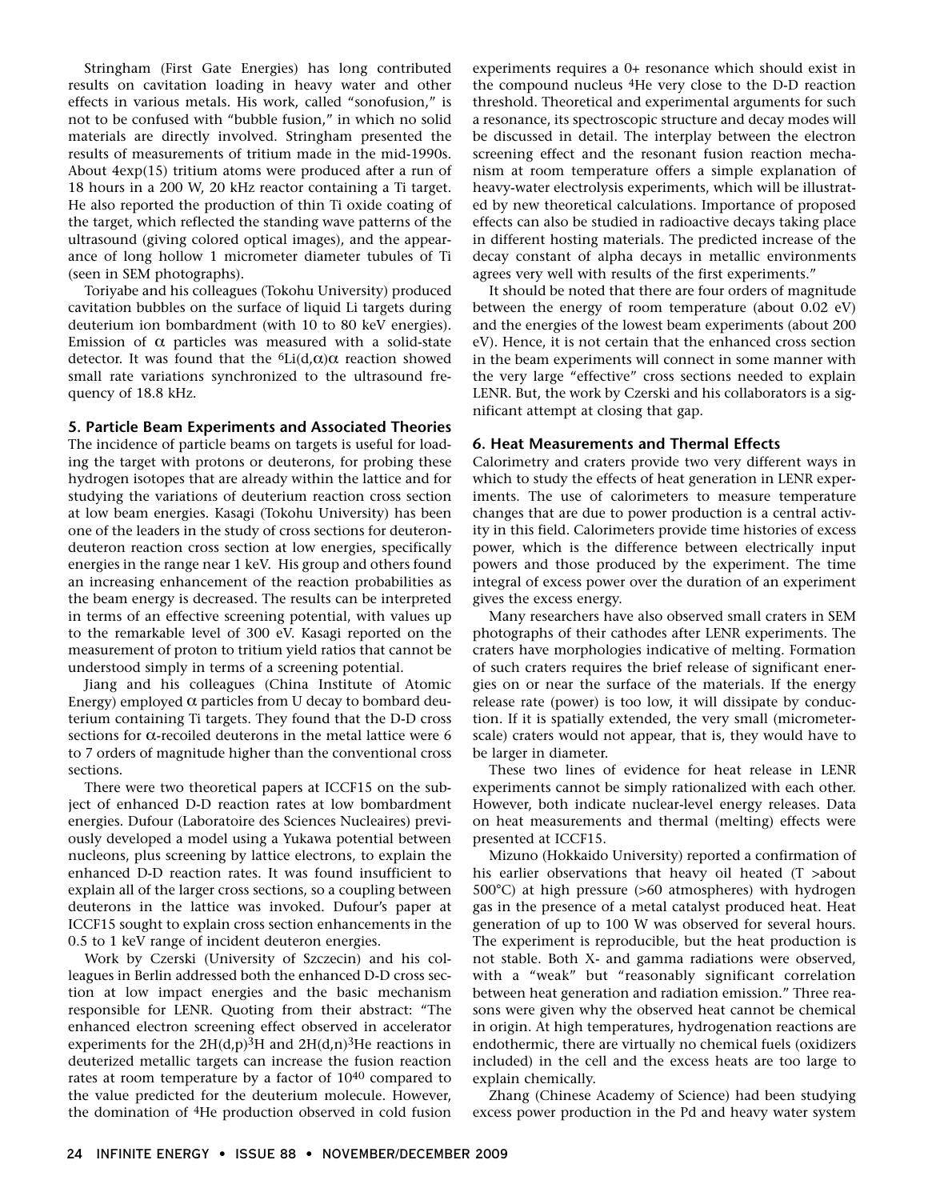Stringham (First Gate Energies) has long contributed results on cavitation loading in heavy water and other effects in various metals. His work, called "sonofusion," is not to be confused with "bubble fusion," in which no solid materials are directly involved. Stringham presented the results of measurements of tritium made in the mid-1990s. About 4exp(15) tritium atoms were produced after a run of 18 hours in a 200 W, 20 kHz reactor containing a Ti target. He also reported the production of thin Ti oxide coating of the target, which reflected the standing wave patterns of the ultrasound (giving colored optical images), and the appearance of long hollow 1 micrometer diameter tubules of Ti (seen in SEM photographs).

Toriyabe and his colleagues (Tokohu University) produced cavitation bubbles on the surface of liquid Li targets during deuterium ion bombardment (with 10 to 80 keV energies). Emission of $\alpha$ particles was measured with a solid-state detector. It was found that the $^6Li(d,\alpha)\alpha$ reaction showed small rate variations synchronized to the ultrasound frequency of 18.8 kHz.

## 5. Particle Beam Experiments and Associated Theories

The incidence of particle beams on targets is useful for loading the target with protons or deuterons, for probing these hydrogen isotopes that are already within the lattice and for studying the variations of deuterium reaction cross section at low beam energies. Kasagi (Tokohu University) has been one of the leaders in the study of cross sections for deuteron-deuteron reaction cross section at low energies, specifically energies in the range near 1 keV. His group and others found an increasing enhancement of the reaction probabilities as the beam energy is decreased. The results can be interpreted in terms of an effective screening potential, with values up to the remarkable level of 300 eV. Kasagi reported on the measurement of proton to tritium yield ratios that cannot be understood simply in terms of a screening potential.

Jiang and his colleagues (China Institute of Atomic Energy) employed $\alpha$ particles from U decay to bombard deuterium containing Ti targets. They found that the D-D cross sections for $\alpha$-recoiled deuterons in the metal lattice were 6 to 7 orders of magnitude higher than the conventional cross sections.

There were two theoretical papers at ICCF15 on the subject of enhanced D-D reaction rates at low bombardment energies. Dufour (Laboratoire des Sciences Nucleaires) previously developed a model using a Yukawa potential between nucleons, plus screening by lattice electrons, to explain the enhanced D-D reaction rates. It was found insufficient to explain all of the larger cross sections, so a coupling between deuterons in the lattice was invoked. Dufour's paper at ICCF15 sought to explain cross section enhancements in the 0.5 to 1 keV range of incident deuteron energies.

Work by Czerski (University of Szczecin) and his colleagues in Berlin addressed both the enhanced D-D cross section at low impact energies and the basic mechanism responsible for LENR. Quoting from their abstract: "The enhanced electron screening effect observed in accelerator experiments for the $2H(d,p)^3H$ and $2H(d,n)^3He$ reactions in deuterized metallic targets can increase the fusion reaction rates at room temperature by a factor of $10^{40}$ compared to the value predicted for the deuterium molecule. However, the domination of $^4He$ production observed in cold fusion experiments requires a 0+ resonance which should exist in the compound nucleus $^4He$ very close to the D-D reaction threshold. Theoretical and experimental arguments for such a resonance, its spectroscopic structure and decay modes will be discussed in detail. The interplay between the electron screening effect and the resonant fusion reaction mechanism at room temperature offers a simple explanation of heavy-water electrolysis experiments, which will be illustrated by new theoretical calculations. Importance of proposed effects can also be studied in radioactive decays taking place in different hosting materials. The predicted increase of the decay constant of alpha decays in metallic environments agrees very well with results of the first experiments."

It should be noted that there are four orders of magnitude between the energy of room temperature (about 0.02 eV) and the energies of the lowest beam experiments (about 200 eV). Hence, it is not certain that the enhanced cross section in the beam experiments will connect in some manner with the very large "effective" cross sections needed to explain LENR. But, the work by Czerski and his collaborators is a significant attempt at closing that gap.

## 6. Heat Measurements and Thermal Effects

Calorimetry and craters provide two very different ways in which to study the effects of heat generation in LENR experiments. The use of calorimeters to measure temperature changes that are due to power production is a central activity in this field. Calorimeters provide time histories of excess power, which is the difference between electrically input powers and those produced by the experiment. The time integral of excess power over the duration of an experiment gives the excess energy.

Many researchers have also observed small craters in SEM photographs of their cathodes after LENR experiments. The craters have morphologies indicative of melting. Formation of such craters requires the brief release of significant energies on or near the surface of the materials. If the energy release rate (power) is too low, it will dissipate by conduction. If it is spatially extended, the very small (micrometer-scale) craters would not appear, that is, they would have to be larger in diameter.

These two lines of evidence for heat release in LENR experiments cannot be simply rationalized with each other. However, both indicate nuclear-level energy releases. Data on heat measurements and thermal (melting) effects were presented at ICCF15.

Mizuno (Hokkaido University) reported a confirmation of his earlier observations that heavy oil heated (T >about 500°C) at high pressure (>60 atmospheres) with hydrogen gas in the presence of a metal catalyst produced heat. Heat generation of up to 100 W was observed for several hours. The experiment is reproducible, but the heat production is not stable. Both X- and gamma radiations were observed, with a "weak" but "reasonably significant correlation between heat generation and radiation emission." Three reasons were given why the observed heat cannot be chemical in origin. At high temperatures, hydrogenation reactions are endothermic, there are virtually no chemical fuels (oxidizers included) in the cell and the excess heats are too large to explain chemically.

Zhang (Chinese Academy of Science) had been studying excess power production in the Pd and heavy water system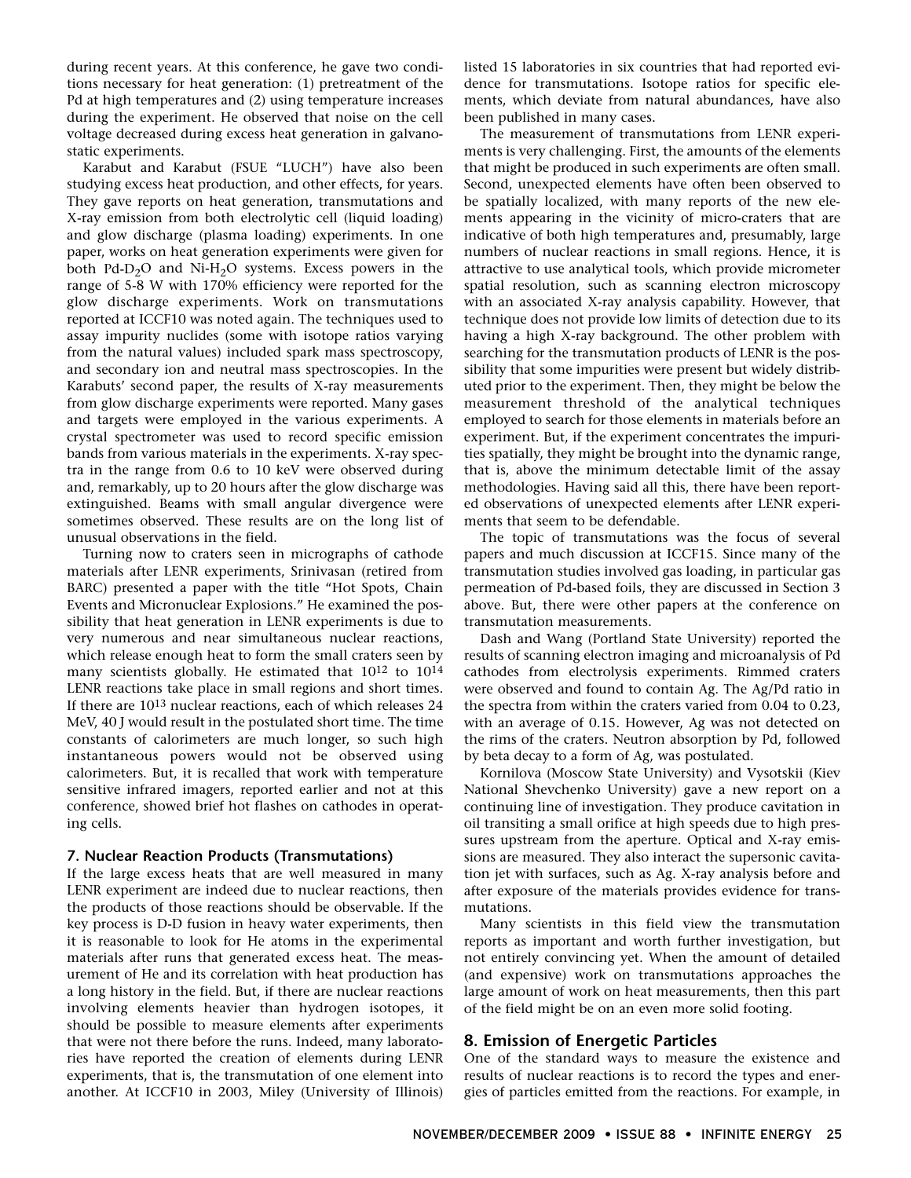during recent years. At this conference, he gave two conditions necessary for heat generation: (1) pretreatment of the Pd at high temperatures and (2) using temperature increases during the experiment. He observed that noise on the cell voltage decreased during excess heat generation in galvanostatic experiments.

Karabut and Karabut (FSUE "LUCH") have also been studying excess heat production, and other effects, for years. They gave reports on heat generation, transmutations and X-ray emission from both electrolytic cell (liquid loading) and glow discharge (plasma loading) experiments. In one paper, works on heat generation experiments were given for both Pd-$D_2O$ and Ni-$H_2O$ systems. Excess powers in the range of 5-8 W with 170% efficiency were reported for the glow discharge experiments. Work on transmutations reported at ICCF10 was noted again. The techniques used to assay impurity nuclides (some with isotope ratios varying from the natural values) included spark mass spectroscopy, and secondary ion and neutral mass spectroscopies. In the Karabuts' second paper, the results of X-ray measurements from glow discharge experiments were reported. Many gases and targets were employed in the various experiments. A crystal spectrometer was used to record specific emission bands from various materials in the experiments. X-ray spectra in the range from 0.6 to 10 keV were observed during and, remarkably, up to 20 hours after the glow discharge was extinguished. Beams with small angular divergence were sometimes observed. These results are on the long list of unusual observations in the field.

Turning now to craters seen in micrographs of cathode materials after LENR experiments, Srinivasan (retired from BARC) presented a paper with the title "Hot Spots, Chain Events and Micronuclear Explosions." He examined the possibility that heat generation in LENR experiments is due to very numerous and near simultaneous nuclear reactions, which release enough heat to form the small craters seen by many scientists globally. He estimated that $10^{12}$ to $10^{14}$ LENR reactions take place in small regions and short times. If there are $10^{13}$ nuclear reactions, each of which releases 24 MeV, 40 J would result in the postulated short time. The time constants of calorimeters are much longer, so such high instantaneous powers would not be observed using calorimeters. But, it is recalled that work with temperature sensitive infrared imagers, reported earlier and not at this conference, showed brief hot flashes on cathodes in operating cells.

## 7. Nuclear Reaction Products (Transmutations)

If the large excess heats that are well measured in many LENR experiment are indeed due to nuclear reactions, then the products of those reactions should be observable. If the key process is D-D fusion in heavy water experiments, then it is reasonable to look for He atoms in the experimental materials after runs that generated excess heat. The measurement of He and its correlation with heat production has a long history in the field. But, if there are nuclear reactions involving elements heavier than hydrogen isotopes, it should be possible to measure elements after experiments that were not there before the runs. Indeed, many laboratories have reported the creation of elements during LENR experiments, that is, the transmutation of one element into another. At ICCF10 in 2003, Miley (University of Illinois) listed 15 laboratories in six countries that had reported evidence for transmutations. Isotope ratios for specific elements, which deviate from natural abundances, have also been published in many cases.

The measurement of transmutations from LENR experiments is very challenging. First, the amounts of the elements that might be produced in such experiments are often small. Second, unexpected elements have often been observed to be spatially localized, with many reports of the new elements appearing in the vicinity of micro-craters that are indicative of both high temperatures and, presumably, large numbers of nuclear reactions in small regions. Hence, it is attractive to use analytical tools, which provide micrometer spatial resolution, such as scanning electron microscopy with an associated X-ray analysis capability. However, that technique does not provide low limits of detection due to its having a high X-ray background. The other problem with searching for the transmutation products of LENR is the possibility that some impurities were present but widely distributed prior to the experiment. Then, they might be below the measurement threshold of the analytical techniques employed to search for those elements in materials before an experiment. But, if the experiment concentrates the impurities spatially, they might be brought into the dynamic range, that is, above the minimum detectable limit of the assay methodologies. Having said all this, there have been reported observations of unexpected elements after LENR experiments that seem to be defendable.

The topic of transmutations was the focus of several papers and much discussion at ICCF15. Since many of the transmutation studies involved gas loading, in particular gas permeation of Pd-based foils, they are discussed in Section 3 above. But, there were other papers at the conference on transmutation measurements.

Dash and Wang (Portland State University) reported the results of scanning electron imaging and microanalysis of Pd cathodes from electrolysis experiments. Rimmed craters were observed and found to contain Ag. The Ag/Pd ratio in the spectra from within the craters varied from 0.04 to 0.23, with an average of 0.15. However, Ag was not detected on the rims of the craters. Neutron absorption by Pd, followed by beta decay to a form of Ag, was postulated.

Kornilova (Moscow State University) and Vysotskii (Kiev National Shevchenko University) gave a new report on a continuing line of investigation. They produce cavitation in oil transiting a small orifice at high speeds due to high pressures upstream from the aperture. Optical and X-ray emissions are measured. They also interact the supersonic cavitation jet with surfaces, such as Ag. X-ray analysis before and after exposure of the materials provides evidence for transmutations.

Many scientists in this field view the transmutation reports as important and worth further investigation, but not entirely convincing yet. When the amount of detailed (and expensive) work on transmutations approaches the large amount of work on heat measurements, then this part of the field might be on an even more solid footing.

## 8. Emission of Energetic Particles

One of the standard ways to measure the existence and results of nuclear reactions is to record the types and energies of particles emitted from the reactions. For example, in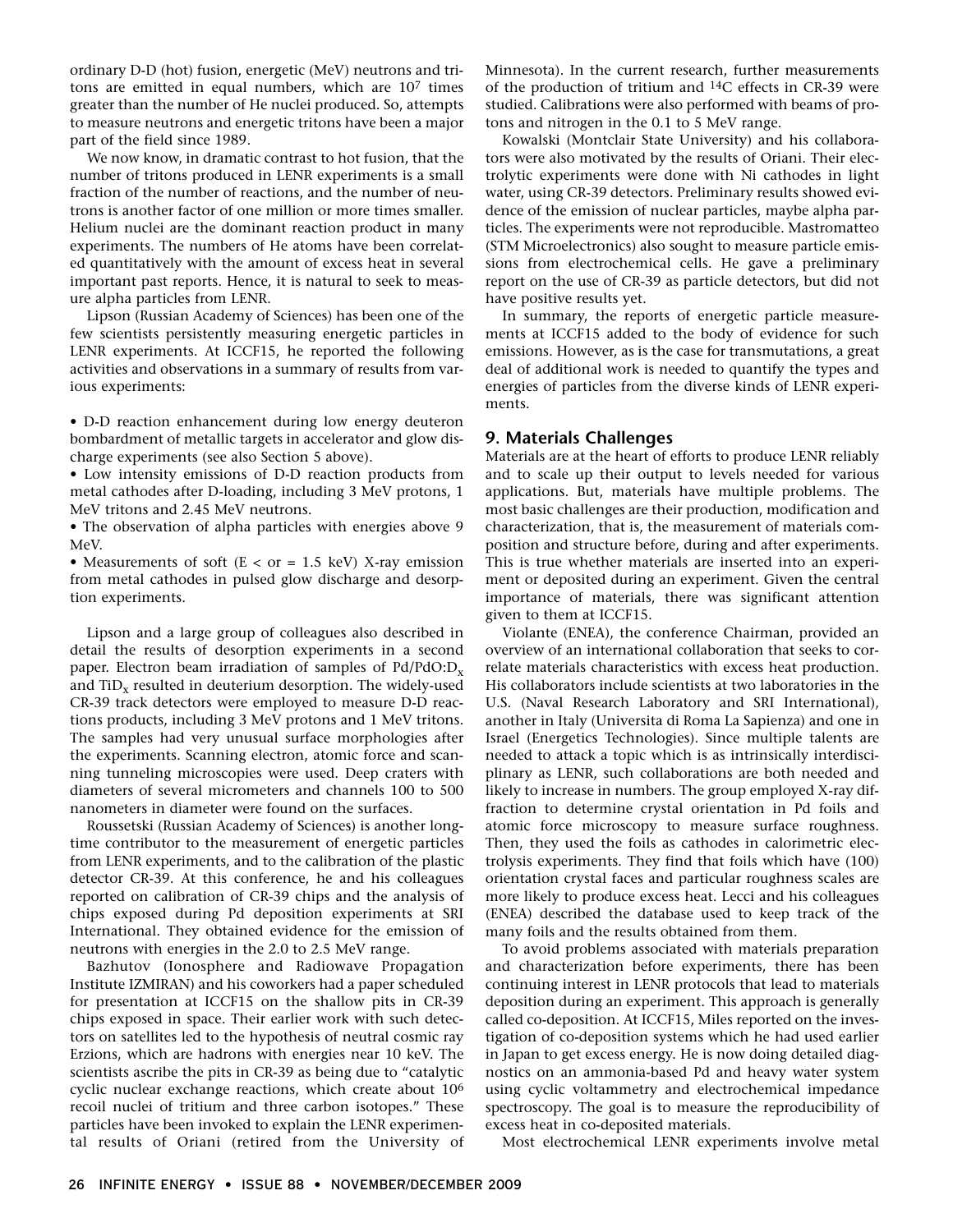ordinary D-D (hot) fusion, energetic (MeV) neutrons and tritons are emitted in equal numbers, which are $10^7$ times greater than the number of He nuclei produced. So, attempts to measure neutrons and energetic tritons have been a major part of the field since 1989.

We now know, in dramatic contrast to hot fusion, that the number of tritons produced in LENR experiments is a small fraction of the number of reactions, and the number of neutrons is another factor of one million or more times smaller. Helium nuclei are the dominant reaction product in many experiments. The numbers of He atoms have been correlated quantitatively with the amount of excess heat in several important past reports. Hence, it is natural to seek to measure alpha particles from LENR.

Lipson (Russian Academy of Sciences) has been one of the few scientists persistently measuring energetic particles in LENR experiments. At ICCF15, he reported the following activities and observations in a summary of results from various experiments:

- D-D reaction enhancement during low energy deuteron bombardment of metallic targets in accelerator and glow discharge experiments (see also Section 5 above).
- Low intensity emissions of D-D reaction products from metal cathodes after D-loading, including 3 MeV protons, 1 MeV tritons and 2.45 MeV neutrons.
- The observation of alpha particles with energies above 9 MeV.
- Measurements of soft (E < or = 1.5 keV) X-ray emission from metal cathodes in pulsed glow discharge and desorption experiments.

Lipson and a large group of colleagues also described in detail the results of desorption experiments in a second paper. Electron beam irradiation of samples of $Pd/PdO{:}D_x$ and $TiD_x$ resulted in deuterium desorption. The widely-used CR-39 track detectors were employed to measure D-D reactions products, including 3 MeV protons and 1 MeV tritons. The samples had very unusual surface morphologies after the experiments. Scanning electron, atomic force and scanning tunneling microscopies were used. Deep craters with diameters of several micrometers and channels 100 to 500 nanometers in diameter were found on the surfaces.

Roussetski (Russian Academy of Sciences) is another longtime contributor to the measurement of energetic particles from LENR experiments, and to the calibration of the plastic detector CR-39. At this conference, he and his colleagues reported on calibration of CR-39 chips and the analysis of chips exposed during Pd deposition experiments at SRI International. They obtained evidence for the emission of neutrons with energies in the 2.0 to 2.5 MeV range.

Bazhutov (Ionosphere and Radiowave Propagation Institute IZMIRAN) and his coworkers had a paper scheduled for presentation at ICCF15 on the shallow pits in CR-39 chips exposed in space. Their earlier work with such detectors on satellites led to the hypothesis of neutral cosmic ray Erzions, which are hadrons with energies near 10 keV. The scientists ascribe the pits in CR-39 as being due to "catalytic cyclic nuclear exchange reactions, which create about $10^6$ recoil nuclei of tritium and three carbon isotopes." These particles have been invoked to explain the LENR experimental results of Oriani (retired from the University of Minnesota). In the current research, further measurements of the production of tritium and $^{14}C$ effects in CR-39 were studied. Calibrations were also performed with beams of protons and nitrogen in the 0.1 to 5 MeV range.

Kowalski (Montclair State University) and his collaborators were also motivated by the results of Oriani. Their electrolytic experiments were done with Ni cathodes in light water, using CR-39 detectors. Preliminary results showed evidence of the emission of nuclear particles, maybe alpha particles. The experiments were not reproducible. Mastromatteo (STM Microelectronics) also sought to measure particle emissions from electrochemical cells. He gave a preliminary report on the use of CR-39 as particle detectors, but did not have positive results yet.

In summary, the reports of energetic particle measurements at ICCF15 added to the body of evidence for such emissions. However, as is the case for transmutations, a great deal of additional work is needed to quantify the types and energies of particles from the diverse kinds of LENR experiments.

## 9. Materials Challenges

Materials are at the heart of efforts to produce LENR reliably and to scale up their output to levels needed for various applications. But, materials have multiple problems. The most basic challenges are their production, modification and characterization, that is, the measurement of materials composition and structure before, during and after experiments. This is true whether materials are inserted into an experiment or deposited during an experiment. Given the central importance of materials, there was significant attention given to them at ICCF15.

Violante (ENEA), the conference Chairman, provided an overview of an international collaboration that seeks to correlate materials characteristics with excess heat production. His collaborators include scientists at two laboratories in the U.S. (Naval Research Laboratory and SRI International), another in Italy (Universita di Roma La Sapienza) and one in Israel (Energetics Technologies). Since multiple talents are needed to attack a topic which is as intrinsically interdisciplinary as LENR, such collaborations are both needed and likely to increase in numbers. The group employed X-ray diffraction to determine crystal orientation in Pd foils and atomic force microscopy to measure surface roughness. Then, they used the foils as cathodes in calorimetric electrolysis experiments. They find that foils which have (100) orientation crystal faces and particular roughness scales are more likely to produce excess heat. Lecci and his colleagues (ENEA) described the database used to keep track of the many foils and the results obtained from them.

To avoid problems associated with materials preparation and characterization before experiments, there has been continuing interest in LENR protocols that lead to materials deposition during an experiment. This approach is generally called co-deposition. At ICCF15, Miles reported on the investigation of co-deposition systems which he had used earlier in Japan to get excess energy. He is now doing detailed diagnostics on an ammonia-based Pd and heavy water system using cyclic voltammetry and electrochemical impedance spectroscopy. The goal is to measure the reproducibility of excess heat in co-deposited materials.

Most electrochemical LENR experiments involve metal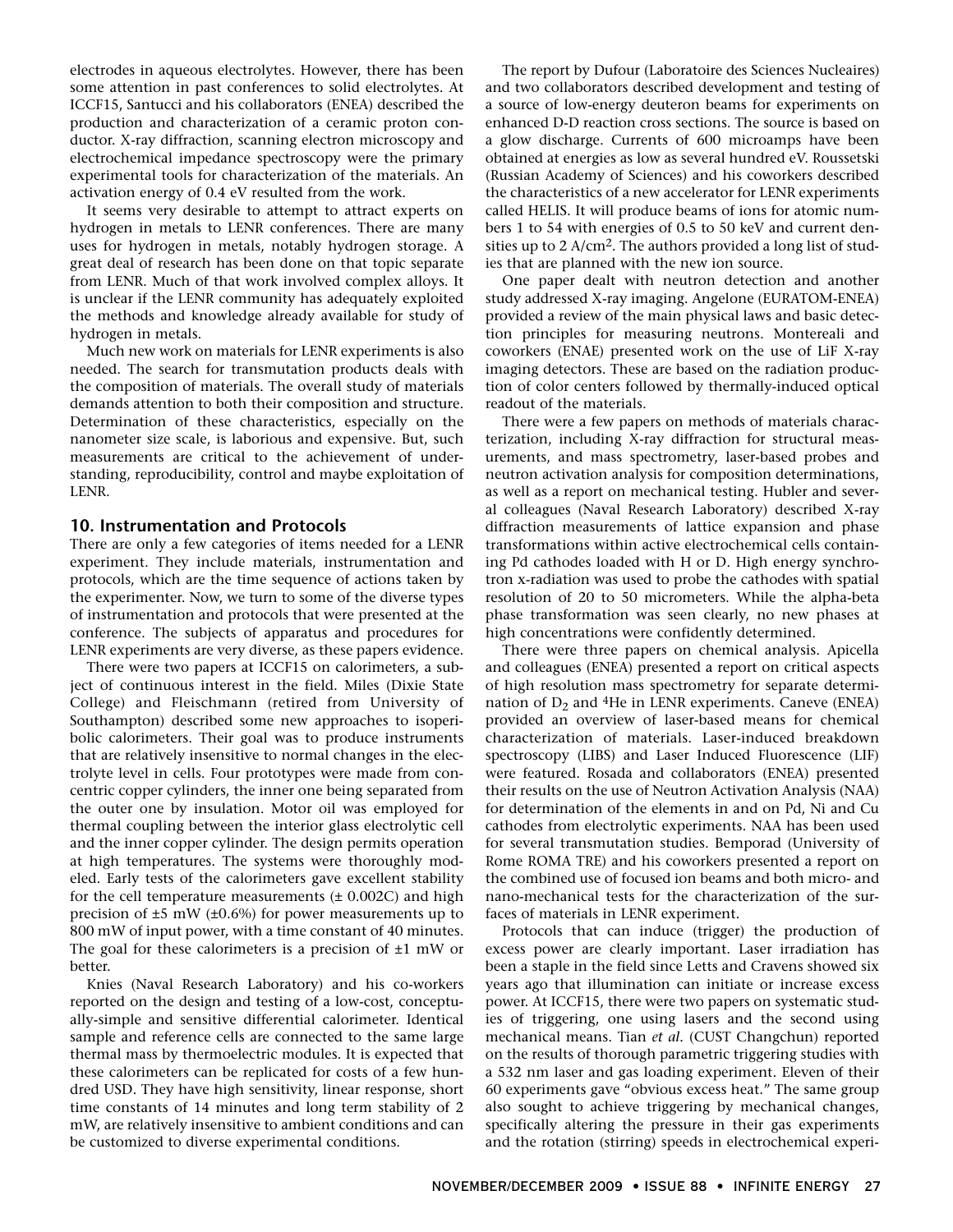electrodes in aqueous electrolytes. However, there has been some attention in past conferences to solid electrolytes. At ICCF15, Santucci and his collaborators (ENEA) described the production and characterization of a ceramic proton conductor. X-ray diffraction, scanning electron microscopy and electrochemical impedance spectroscopy were the primary experimental tools for characterization of the materials. An activation energy of 0.4 eV resulted from the work.

It seems very desirable to attempt to attract experts on hydrogen in metals to LENR conferences. There are many uses for hydrogen in metals, notably hydrogen storage. A great deal of research has been done on that topic separate from LENR. Much of that work involved complex alloys. It is unclear if the LENR community has adequately exploited the methods and knowledge already available for study of hydrogen in metals.

Much new work on materials for LENR experiments is also needed. The search for transmutation products deals with the composition of materials. The overall study of materials demands attention to both their composition and structure. Determination of these characteristics, especially on the nanometer size scale, is laborious and expensive. But, such measurements are critical to the achievement of understanding, reproducibility, control and maybe exploitation of LENR.

## 10. Instrumentation and Protocols

There are only a few categories of items needed for a LENR experiment. They include materials, instrumentation and protocols, which are the time sequence of actions taken by the experimenter. Now, we turn to some of the diverse types of instrumentation and protocols that were presented at the conference. The subjects of apparatus and procedures for LENR experiments are very diverse, as these papers evidence.

There were two papers at ICCF15 on calorimeters, a subject of continuous interest in the field. Miles (Dixie State College) and Fleischmann (retired from University of Southampton) described some new approaches to isoperibolic calorimeters. Their goal was to produce instruments that are relatively insensitive to normal changes in the electrolyte level in cells. Four prototypes were made from concentric copper cylinders, the inner one being separated from the outer one by insulation. Motor oil was employed for thermal coupling between the interior glass electrolytic cell and the inner copper cylinder. The design permits operation at high temperatures. The systems were thoroughly modeled. Early tests of the calorimeters gave excellent stability for the cell temperature measurements (± 0.002C) and high precision of ±5 mW (±0.6%) for power measurements up to 800 mW of input power, with a time constant of 40 minutes. The goal for these calorimeters is a precision of ±1 mW or better.

Knies (Naval Research Laboratory) and his co-workers reported on the design and testing of a low-cost, conceptually-simple and sensitive differential calorimeter. Identical sample and reference cells are connected to the same large thermal mass by thermoelectric modules. It is expected that these calorimeters can be replicated for costs of a few hundred USD. They have high sensitivity, linear response, short time constants of 14 minutes and long term stability of 2 mW, are relatively insensitive to ambient conditions and can be customized to diverse experimental conditions.

The report by Dufour (Laboratoire des Sciences Nucleaires) and two collaborators described development and testing of a source of low-energy deuteron beams for experiments on enhanced D-D reaction cross sections. The source is based on a glow discharge. Currents of 600 microamps have been obtained at energies as low as several hundred eV. Roussetski (Russian Academy of Sciences) and his coworkers described the characteristics of a new accelerator for LENR experiments called HELIS. It will produce beams of ions for atomic numbers 1 to 54 with energies of 0.5 to 50 keV and current densities up to 2 A/cm$^2$. The authors provided a long list of studies that are planned with the new ion source.

One paper dealt with neutron detection and another study addressed X-ray imaging. Angelone (EURATOM-ENEA) provided a review of the main physical laws and basic detection principles for measuring neutrons. Montereali and coworkers (ENAE) presented work on the use of LiF X-ray imaging detectors. These are based on the radiation production of color centers followed by thermally-induced optical readout of the materials.

There were a few papers on methods of materials characterization, including X-ray diffraction for structural measurements, and mass spectrometry, laser-based probes and neutron activation analysis for composition determinations, as well as a report on mechanical testing. Hubler and several colleagues (Naval Research Laboratory) described X-ray diffraction measurements of lattice expansion and phase transformations within active electrochemical cells containing Pd cathodes loaded with H or D. High energy synchrotron x-radiation was used to probe the cathodes with spatial resolution of 20 to 50 micrometers. While the alpha-beta phase transformation was seen clearly, no new phases at high concentrations were confidently determined.

There were three papers on chemical analysis. Apicella and colleagues (ENEA) presented a report on critical aspects of high resolution mass spectrometry for separate determination of $D_2$ and $^4He$ in LENR experiments. Caneve (ENEA) provided an overview of laser-based means for chemical characterization of materials. Laser-induced breakdown spectroscopy (LIBS) and Laser Induced Fluorescence (LIF) were featured. Rosada and collaborators (ENEA) presented their results on the use of Neutron Activation Analysis (NAA) for determination of the elements in and on Pd, Ni and Cu cathodes from electrolytic experiments. NAA has been used for several transmutation studies. Bemporad (University of Rome ROMA TRE) and his coworkers presented a report on the combined use of focused ion beams and both micro- and nano-mechanical tests for the characterization of the surfaces of materials in LENR experiment.

Protocols that can induce (trigger) the production of excess power are clearly important. Laser irradiation has been a staple in the field since Letts and Cravens showed six years ago that illumination can initiate or increase excess power. At ICCF15, there were two papers on systematic studies of triggering, one using lasers and the second using mechanical means. Tian *et al.* (CUST Changchun) reported on the results of thorough parametric triggering studies with a 532 nm laser and gas loading experiment. Eleven of their 60 experiments gave "obvious excess heat." The same group also sought to achieve triggering by mechanical changes, specifically altering the pressure in their gas experiments and the rotation (stirring) speeds in electrochemical experi-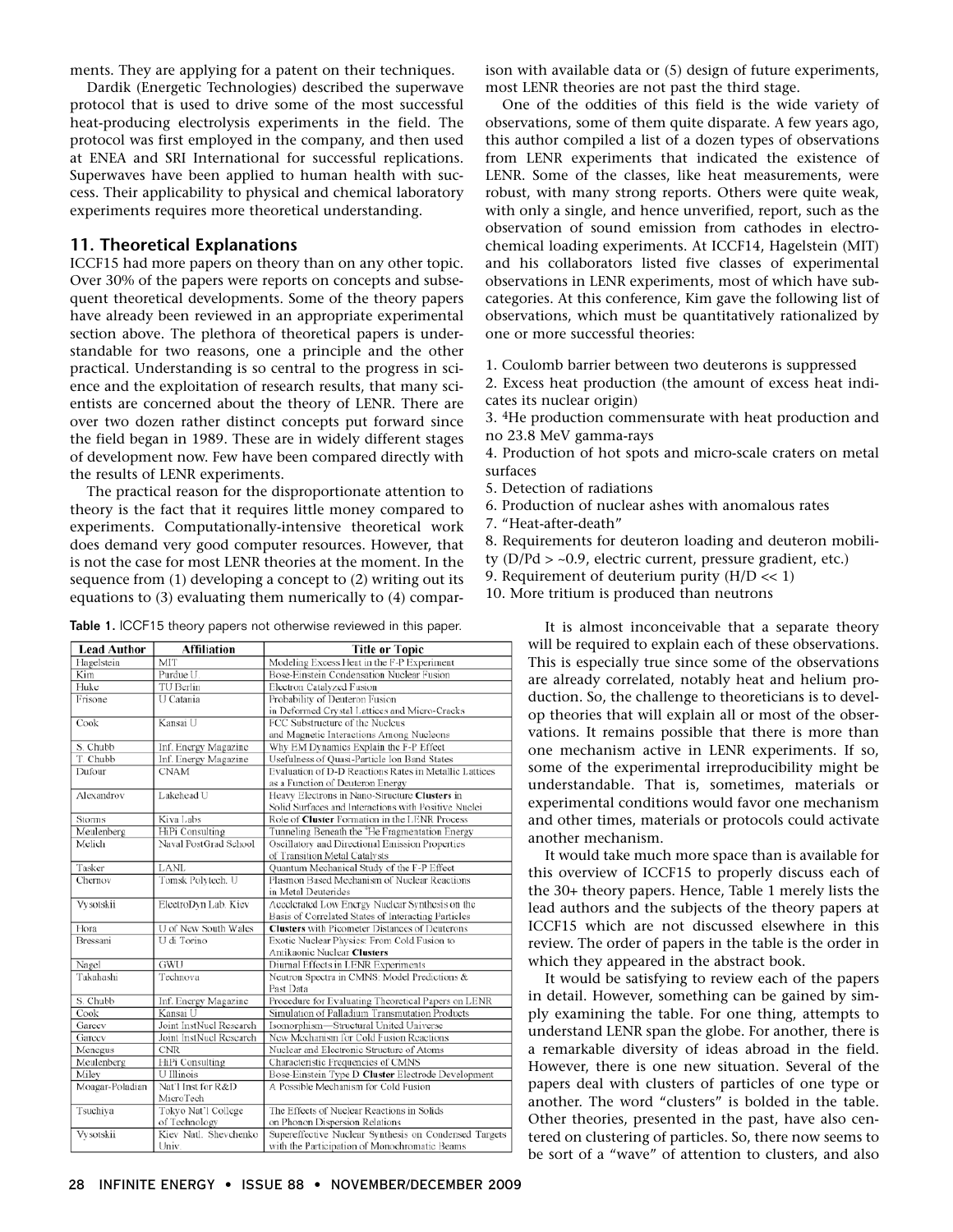ments. They are applying for a patent on their techniques.

Dardik (Energetic Technologies) described the superwave protocol that is used to drive some of the most successful heat-producing electrolysis experiments in the field. The protocol was first employed in the company, and then used at ENEA and SRI International for successful replications. Superwaves have been applied to human health with success. Their applicability to physical and chemical laboratory experiments requires more theoretical understanding.

## 11. Theoretical Explanations

ICCF15 had more papers on theory than on any other topic. Over 30% of the papers were reports on concepts and subsequent theoretical developments. Some of the theory papers have already been reviewed in an appropriate experimental section above. The plethora of theoretical papers is understandable for two reasons, one a principle and the other practical. Understanding is so central to the progress in science and the exploitation of research results, that many scientists are concerned about the theory of LENR. There are over two dozen rather distinct concepts put forward since the field began in 1989. These are in widely different stages of development now. Few have been compared directly with the results of LENR experiments.

The practical reason for the disproportionate attention to theory is the fact that it requires little money compared to experiments. Computationally-intensive theoretical work does demand very good computer resources. However, that is not the case for most LENR theories at the moment. In the sequence from (1) developing a concept to (2) writing out its equations to (3) evaluating them numerically to (4) comparison with available data or (5) design of future experiments, most LENR theories are not past the third stage.

One of the oddities of this field is the wide variety of observations, some of them quite disparate. A few years ago, this author compiled a list of a dozen types of observations from LENR experiments that indicated the existence of LENR. Some of the classes, like heat measurements, were robust, with many strong reports. Others were quite weak, with only a single, and hence unverified, report, such as the observation of sound emission from cathodes in electrochemical loading experiments. At ICCF14, Hagelstein (MIT) and his collaborators listed five classes of experimental observations in LENR experiments, most of which have subcategories. At this conference, Kim gave the following list of observations, which must be quantitatively rationalized by one or more successful theories:

1. Coulomb barrier between two deuterons is suppressed
2. Excess heat production (the amount of excess heat indicates its nuclear origin)
3. $^4$He production commensurate with heat production and no 23.8 MeV gamma-rays
4. Production of hot spots and micro-scale craters on metal surfaces
5. Detection of radiations
6. Production of nuclear ashes with anomalous rates
7. "Heat-after-death"
8. Requirements for deuteron loading and deuteron mobility (D/Pd > ~0.9, electric current, pressure gradient, etc.)
9. Requirement of deuterium purity (H/D << 1)
10. More tritium is produced than neutrons

It is almost inconceivable that a separate theory will be required to explain each of these observations. This is especially true since some of the observations are already correlated, notably heat and helium production. So, the challenge to theoreticians is to develop theories that will explain all or most of the observations. It remains possible that there is more than one mechanism active in LENR experiments. If so, some of the experimental irreproducibility might be understandable. That is, sometimes, materials or experimental conditions would favor one mechanism and other times, materials or protocols could activate another mechanism.

It would take much more space than is available for this overview of ICCF15 to properly discuss each of the 30+ theory papers. Hence, Table 1 merely lists the lead authors and the subjects of the theory papers at ICCF15 which are not discussed elsewhere in this review. The order of papers in the table is the order in which they appeared in the abstract book.

It would be satisfying to review each of the papers in detail. However, something can be gained by simply examining the table. For one thing, attempts to understand LENR span the globe. For another, there is a remarkable diversity of ideas abroad in the field. However, there is one new situation. Several of the papers deal with clusters of particles of one type or another. The word "clusters" is bolded in the table. Other theories, presented in the past, have also centered on clustering of particles. So, there now seems to be sort of a "wave" of attention to clusters, and also

Table 1. ICCF15 theory papers not otherwise reviewed in this paper.

| Lead Author | Affiliation | Title or Topic |
|---|---|---|
| Hagelstein | MIT | Modeling Excess Heat in the F-P Experiment |
| Kim | Purdue U | Bose-Einstein Condensation Nuclear Fusion |
| Huke | TU Berlin | Electron Catalyzed Fusion |
| Frisone | U Catania | Probability of Deuteron Fusion in Deformed Crystal Lattices and Micro-Cracks |
| Cook | Kansai U | FCC Substructure of the Nucleus and Magnetic Interactions Among Nucleons |
| S. Chubb | Inf. Energy Magazine | Why EM Dynamics Explain the F-P Effect |
| T. Chubb | Inf. Energy Magazine | Usefulness of Quasi-Particle Ion Band States |
| Dufour | CNAM | Evaluation of D-D Reactions Rates in Metallic Lattices as a Function of Deuteron Energy |
| Alexandrov | Lakehead U | Heavy Electrons in Nano-Structure **Clusters** in Solid Surfaces and Interactions with Positive Nuclei |
| Storms | Kiva Labs | Role of **Cluster** Formation in the LENR Process |
| Meulenberg | HiPi Consulting | Tunneling Beneath the $^4$He Fragmentation Energy |
| Melich | Naval PostGrad School | Oscillatory and Directional Emission Properties of Transition Metal Catalysts |
| Tasker | LANL | Quantum Mechanical Study of the F-P Effect |
| Chernov | Tomsk Polytech. U | Plasmon Based Mechanism of Nuclear Reactions in Metal Deuterides |
| Vysotskii | ElectroDyn Lab. Kiev | Accelerated Low Energy Nuclear Synthesis on the Basis of Correlated States of Interacting Particles |
| Hora | U of New South Wales | **Clusters** with Picometer Distances of Deuterons |
| Bressani | U di Torino | Exotic Nuclear Physics: From Cold Fusion to Antikaonic Nuclear **Clusters** |
| Nagel | GWU | Diurnal Effects in LENR Experiments |
| Takahashi | Technova | Neutron Spectra in CMNS: Model Predictions & Past Data |
| S. Chubb | Inf. Energy Magazine | Procedure for Evaluating Theoretical Papers on LENR |
| Cook | Kansai U | Simulation of Palladium Transmutation Products |
| Gareev | Joint InstNuel Research | Isomorphism—Structural United Universe |
| Gareev | Joint InstNuel Research | New Mechanism for Cold Fusion Reactions |
| Menegus | CNR | Nuclear and Electronic Structure of Atoms |
| Meulenberg | HiPi Consulting | Characteristic Frequencies of CMNS |
| Miley | U Illinois | Bose-Einstein Type D **Cluster** Electrode Development |
| Mongar-Poladian | Nat'l Inst for R&D MicroTech | A Possible Mechanism for Cold Fusion |
| Tsuchiya | Tokyo Nat'l College of Technology | The Effects of Nuclear Reactions in Solids on Phonon Dispersion Relations |
| Vysotskii | Kiev Natl. Shevchenko Univ. | Supereffective Nuclear Synthesis on Condensed Targets with the Participation of Monochromatic Beams |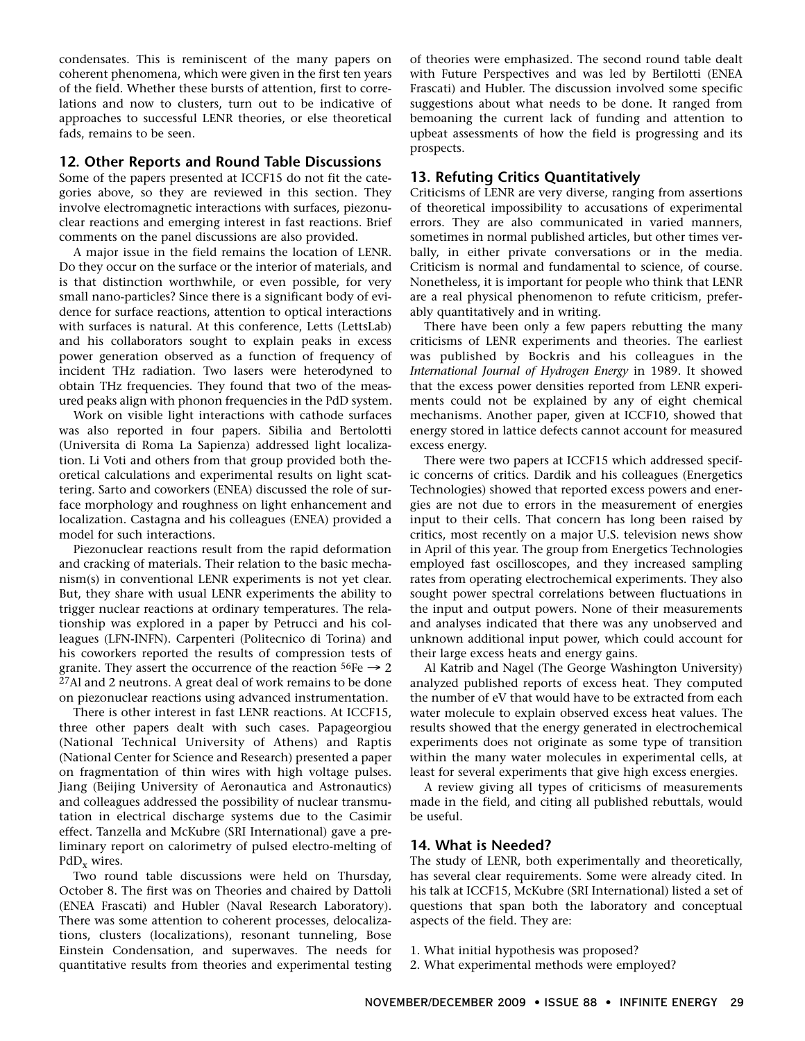condensates. This is reminiscent of the many papers on coherent phenomena, which were given in the first ten years of the field. Whether these bursts of attention, first to correlations and now to clusters, turn out to be indicative of approaches to successful LENR theories, or else theoretical fads, remains to be seen.

## 12. Other Reports and Round Table Discussions

Some of the papers presented at ICCF15 do not fit the categories above, so they are reviewed in this section. They involve electromagnetic interactions with surfaces, piezonuclear reactions and emerging interest in fast reactions. Brief comments on the panel discussions are also provided.

A major issue in the field remains the location of LENR. Do they occur on the surface or the interior of materials, and is that distinction worthwhile, or even possible, for very small nano-particles? Since there is a significant body of evidence for surface reactions, attention to optical interactions with surfaces is natural. At this conference, Letts (LettsLab) and his collaborators sought to explain peaks in excess power generation observed as a function of frequency of incident THz radiation. Two lasers were heterodyned to obtain THz frequencies. They found that two of the measured peaks align with phonon frequencies in the PdD system.

Work on visible light interactions with cathode surfaces was also reported in four papers. Sibilia and Bertolotti (Universita di Roma La Sapienza) addressed light localization. Li Voti and others from that group provided both theoretical calculations and experimental results on light scattering. Sarto and coworkers (ENEA) discussed the role of surface morphology and roughness on light enhancement and localization. Castagna and his colleagues (ENEA) provided a model for such interactions.

Piezonuclear reactions result from the rapid deformation and cracking of materials. Their relation to the basic mechanism(s) in conventional LENR experiments is not yet clear. But, they share with usual LENR experiments the ability to trigger nuclear reactions at ordinary temperatures. The relationship was explored in a paper by Petrucci and his colleagues (LFN-INFN). Carpenteri (Politecnico di Torina) and his coworkers reported the results of compression tests of granite. They assert the occurrence of the reaction $^{56}Fe \rightarrow 2\ ^{27}Al$ and 2 neutrons. A great deal of work remains to be done on piezonuclear reactions using advanced instrumentation.

There is other interest in fast LENR reactions. At ICCF15, three other papers dealt with such cases. Papageorgiou (National Technical University of Athens) and Raptis (National Center for Science and Research) presented a paper on fragmentation of thin wires with high voltage pulses. Jiang (Beijing University of Aeronautica and Astronautics) and colleagues addressed the possibility of nuclear transmutation in electrical discharge systems due to the Casimir effect. Tanzella and McKubre (SRI International) gave a preliminary report on calorimetry of pulsed electro-melting of $PdD_x$ wires.

Two round table discussions were held on Thursday, October 8. The first was on Theories and chaired by Dattoli (ENEA Frascati) and Hubler (Naval Research Laboratory). There was some attention to coherent processes, delocalizations, clusters (localizations), resonant tunneling, Bose Einstein Condensation, and superwaves. The needs for quantitative results from theories and experimental testing of theories were emphasized. The second round table dealt with Future Perspectives and was led by Bertilotti (ENEA Frascati) and Hubler. The discussion involved some specific suggestions about what needs to be done. It ranged from bemoaning the current lack of funding and attention to upbeat assessments of how the field is progressing and its prospects.

## 13. Refuting Critics Quantitatively

Criticisms of LENR are very diverse, ranging from assertions of theoretical impossibility to accusations of experimental errors. They are also communicated in varied manners, sometimes in normal published articles, but other times verbally, in either private conversations or in the media. Criticism is normal and fundamental to science, of course. Nonetheless, it is important for people who think that LENR are a real physical phenomenon to refute criticism, preferably quantitatively and in writing.

There have been only a few papers rebutting the many criticisms of LENR experiments and theories. The earliest was published by Bockris and his colleagues in the *International Journal of Hydrogen Energy* in 1989. It showed that the excess power densities reported from LENR experiments could not be explained by any of eight chemical mechanisms. Another paper, given at ICCF10, showed that energy stored in lattice defects cannot account for measured excess energy.

There were two papers at ICCF15 which addressed specific concerns of critics. Dardik and his colleagues (Energetics Technologies) showed that reported excess powers and energies are not due to errors in the measurement of energies input to their cells. That concern has long been raised by critics, most recently on a major U.S. television news show in April of this year. The group from Energetics Technologies employed fast oscilloscopes, and they increased sampling rates from operating electrochemical experiments. They also sought power spectral correlations between fluctuations in the input and output powers. None of their measurements and analyses indicated that there was any unobserved and unknown additional input power, which could account for their large excess heats and energy gains.

Al Katrib and Nagel (The George Washington University) analyzed published reports of excess heat. They computed the number of eV that would have to be extracted from each water molecule to explain observed excess heat values. The results showed that the energy generated in electrochemical experiments does not originate as some type of transition within the many water molecules in experimental cells, at least for several experiments that give high excess energies.

A review giving all types of criticisms of measurements made in the field, and citing all published rebuttals, would be useful.

## 14. What is Needed?

The study of LENR, both experimentally and theoretically, has several clear requirements. Some were already cited. In his talk at ICCF15, McKubre (SRI International) listed a set of questions that span both the laboratory and conceptual aspects of the field. They are:

1. What initial hypothesis was proposed?
2. What experimental methods were employed?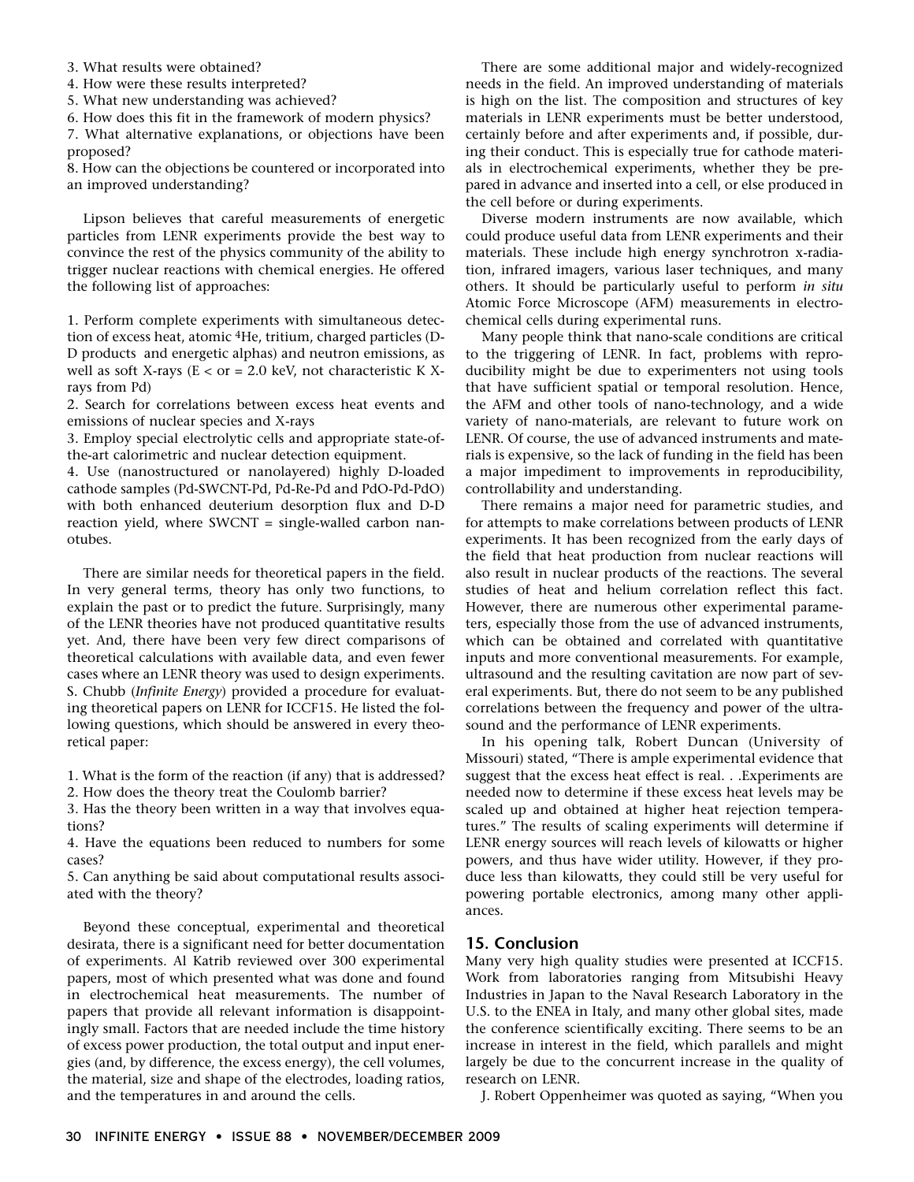3. What results were obtained?
4. How were these results interpreted?
5. What new understanding was achieved?
6. How does this fit in the framework of modern physics?
7. What alternative explanations, or objections have been proposed?
8. How can the objections be countered or incorporated into an improved understanding?

Lipson believes that careful measurements of energetic particles from LENR experiments provide the best way to convince the rest of the physics community of the ability to trigger nuclear reactions with chemical energies. He offered the following list of approaches:

1. Perform complete experiments with simultaneous detection of excess heat, atomic $^4$He, tritium, charged particles (D-D products and energetic alphas) and neutron emissions, as well as soft X-rays (E < or = 2.0 keV, not characteristic K X-rays from Pd)
2. Search for correlations between excess heat events and emissions of nuclear species and X-rays
3. Employ special electrolytic cells and appropriate state-of-the-art calorimetric and nuclear detection equipment.
4. Use (nanostructured or nanolayered) highly D-loaded cathode samples (Pd-SWCNT-Pd, Pd-Re-Pd and PdO-Pd-PdO) with both enhanced deuterium desorption flux and D-D reaction yield, where SWCNT = single-walled carbon nanotubes.

There are similar needs for theoretical papers in the field. In very general terms, theory has only two functions, to explain the past or to predict the future. Surprisingly, many of the LENR theories have not produced quantitative results yet. And, there have been very few direct comparisons of theoretical calculations with available data, and even fewer cases where an LENR theory was used to design experiments. S. Chubb (*Infinite Energy*) provided a procedure for evaluating theoretical papers on LENR for ICCF15. He listed the following questions, which should be answered in every theoretical paper:

1. What is the form of the reaction (if any) that is addressed?
2. How does the theory treat the Coulomb barrier?
3. Has the theory been written in a way that involves equations?
4. Have the equations been reduced to numbers for some cases?
5. Can anything be said about computational results associated with the theory?

Beyond these conceptual, experimental and theoretical desirata, there is a significant need for better documentation of experiments. Al Katrib reviewed over 300 experimental papers, most of which presented what was done and found in electrochemical heat measurements. The number of papers that provide all relevant information is disappointingly small. Factors that are needed include the time history of excess power production, the total output and input energies (and, by difference, the excess energy), the cell volumes, the material, size and shape of the electrodes, loading ratios, and the temperatures in and around the cells.

There are some additional major and widely-recognized needs in the field. An improved understanding of materials is high on the list. The composition and structures of key materials in LENR experiments must be better understood, certainly before and after experiments and, if possible, during their conduct. This is especially true for cathode materials in electrochemical experiments, whether they be prepared in advance and inserted into a cell, or else produced in the cell before or during experiments.

Diverse modern instruments are now available, which could produce useful data from LENR experiments and their materials. These include high energy synchrotron x-radiation, infrared imagers, various laser techniques, and many others. It should be particularly useful to perform *in situ* Atomic Force Microscope (AFM) measurements in electrochemical cells during experimental runs.

Many people think that nano-scale conditions are critical to the triggering of LENR. In fact, problems with reproducibility might be due to experimenters not using tools that have sufficient spatial or temporal resolution. Hence, the AFM and other tools of nano-technology, and a wide variety of nano-materials, are relevant to future work on LENR. Of course, the use of advanced instruments and materials is expensive, so the lack of funding in the field has been a major impediment to improvements in reproducibility, controllability and understanding.

There remains a major need for parametric studies, and for attempts to make correlations between products of LENR experiments. It has been recognized from the early days of the field that heat production from nuclear reactions will also result in nuclear products of the reactions. The several studies of heat and helium correlation reflect this fact. However, there are numerous other experimental parameters, especially those from the use of advanced instruments, which can be obtained and correlated with quantitative inputs and more conventional measurements. For example, ultrasound and the resulting cavitation are now part of several experiments. But, there do not seem to be any published correlations between the frequency and power of the ultrasound and the performance of LENR experiments.

In his opening talk, Robert Duncan (University of Missouri) stated, "There is ample experimental evidence that suggest that the excess heat effect is real. . .Experiments are needed now to determine if these excess heat levels may be scaled up and obtained at higher heat rejection temperatures." The results of scaling experiments will determine if LENR energy sources will reach levels of kilowatts or higher powers, and thus have wider utility. However, if they produce less than kilowatts, they could still be very useful for powering portable electronics, among many other appliances.

## 15. Conclusion

Many very high quality studies were presented at ICCF15. Work from laboratories ranging from Mitsubishi Heavy Industries in Japan to the Naval Research Laboratory in the U.S. to the ENEA in Italy, and many other global sites, made the conference scientifically exciting. There seems to be an increase in interest in the field, which parallels and might largely be due to the concurrent increase in the quality of research on LENR.

J. Robert Oppenheimer was quoted as saying, "When you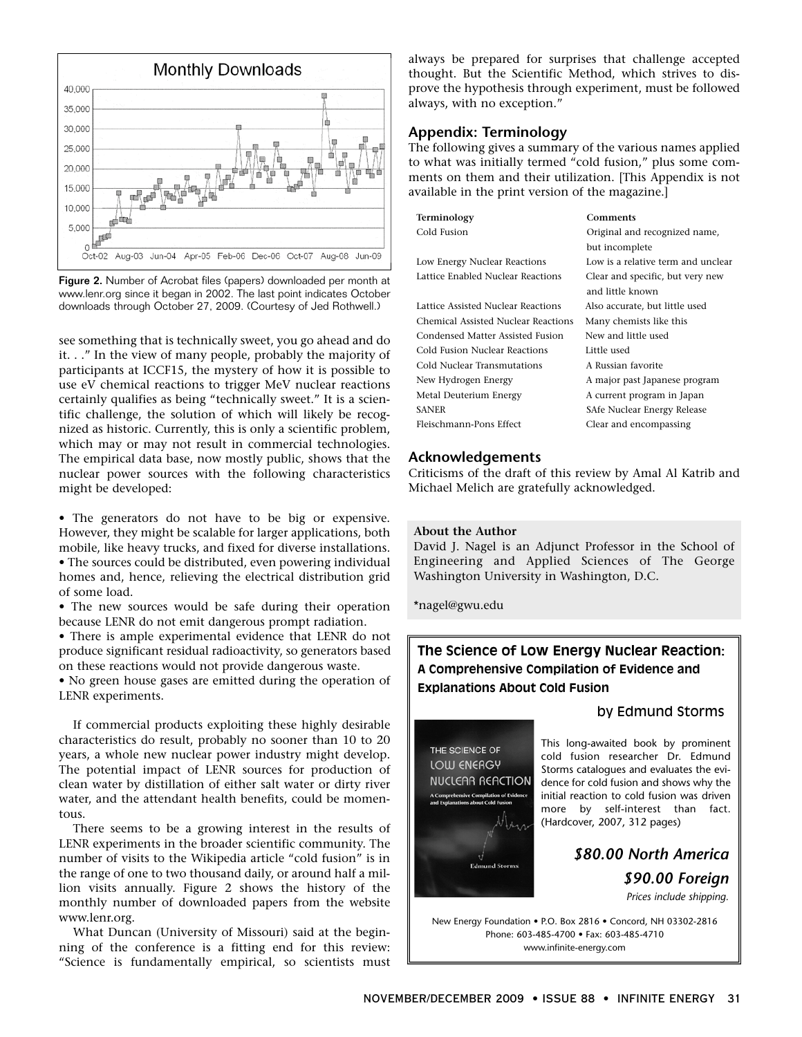Monthly Downloads

40,000
35,000
30,000
25,000
20,000
15,000
10,000
5,000
0

Oct-02 Aug-03 Jun-04 Apr-05 Feb-06 Dec-06 Oct-07 Aug-08 Jun-09

**Figure 2.** Number of Acrobat files (papers) downloaded per month at www.lenr.org since it began in 2002. The last point indicates October downloads through October 27, 2009. (Courtesy of Jed Rothwell.)

see something that is technically sweet, you go ahead and do it. . ." In the view of many people, probably the majority of participants at ICCF15, the mystery of how it is possible to use eV chemical reactions to trigger MeV nuclear reactions certainly qualifies as being "technically sweet." It is a scientific challenge, the solution of which will likely be recognized as historic. Currently, this is only a scientific problem, which may or may not result in commercial technologies. The empirical data base, now mostly public, shows that the nuclear power sources with the following characteristics might be developed:

- The generators do not have to be big or expensive. However, they might be scalable for larger applications, both mobile, like heavy trucks, and fixed for diverse installations.
- The sources could be distributed, even powering individual homes and, hence, relieving the electrical distribution grid of some load.
- The new sources would be safe during their operation because LENR do not emit dangerous prompt radiation.
- There is ample experimental evidence that LENR do not produce significant residual radioactivity, so generators based on these reactions would not provide dangerous waste.
- No green house gases are emitted during the operation of LENR experiments.

If commercial products exploiting these highly desirable characteristics do result, probably no sooner than 10 to 20 years, a whole new nuclear power industry might develop. The potential impact of LENR sources for production of clean water by distillation of either salt water or dirty river water, and the attendant health benefits, could be momentous.

There seems to be a growing interest in the results of LENR experiments in the broader scientific community. The number of visits to the Wikipedia article "cold fusion" is in the range of one to two thousand daily, or around half a million visits annually. Figure 2 shows the history of the monthly number of downloaded papers from the website www.lenr.org.

What Duncan (University of Missouri) said at the beginning of the conference is a fitting end for this review: "Science is fundamentally empirical, so scientists must always be prepared for surprises that challenge accepted thought. But the Scientific Method, which strives to disprove the hypothesis through experiment, must be followed always, with no exception."

## Appendix: Terminology

The following gives a summary of the various names applied to what was initially termed "cold fusion," plus some comments on them and their utilization. [This Appendix is not available in the print version of the magazine.]

| Terminology | Comments |
|---|---|
| Cold Fusion | Original and recognized name, but incomplete |
| Low Energy Nuclear Reactions | Low is a relative term and unclear |
| Lattice Enabled Nuclear Reactions | Clear and specific, but very new and little known |
| Lattice Assisted Nuclear Reactions | Also accurate, but little used |
| Chemical Assisted Nuclear Reactions | Many chemists like this |
| Condensed Matter Assisted Fusion | New and little used |
| Cold Fusion Nuclear Reactions | Little used |
| Cold Nuclear Transmutations | A Russian favorite |
| New Hydrogen Energy | A major past Japanese program |
| Metal Deuterium Energy | A current program in Japan |
| SANER | SAfe Nuclear Energy Release |
| Fleischmann-Pons Effect | Clear and encompassing |

## Acknowledgements

Criticisms of the draft of this review by Amal Al Katrib and Michael Melich are gratefully acknowledged.

**About the Author**

David J. Nagel is an Adjunct Professor in the School of Engineering and Applied Sciences of The George Washington University in Washington, D.C.

*nagel@gwu.edu

**The Science of Low Energy Nuclear Reaction: A Comprehensive Compilation of Evidence and Explanations About Cold Fusion**

by Edmund Storms

This long-awaited book by prominent cold fusion researcher Dr. Edmund Storms catalogues and evaluates the evidence for cold fusion and shows why the initial reaction to cold fusion was driven more by self-interest than fact. (Hardcover, 2007, 312 pages)

***$80.00 North America***

***$90.00 Foreign***

*Prices include shipping.*

New Energy Foundation • P.O. Box 2816 • Concord, NH 03302-2816
Phone: 603-485-4700 • Fax: 603-485-4710
www.infinite-energy.com